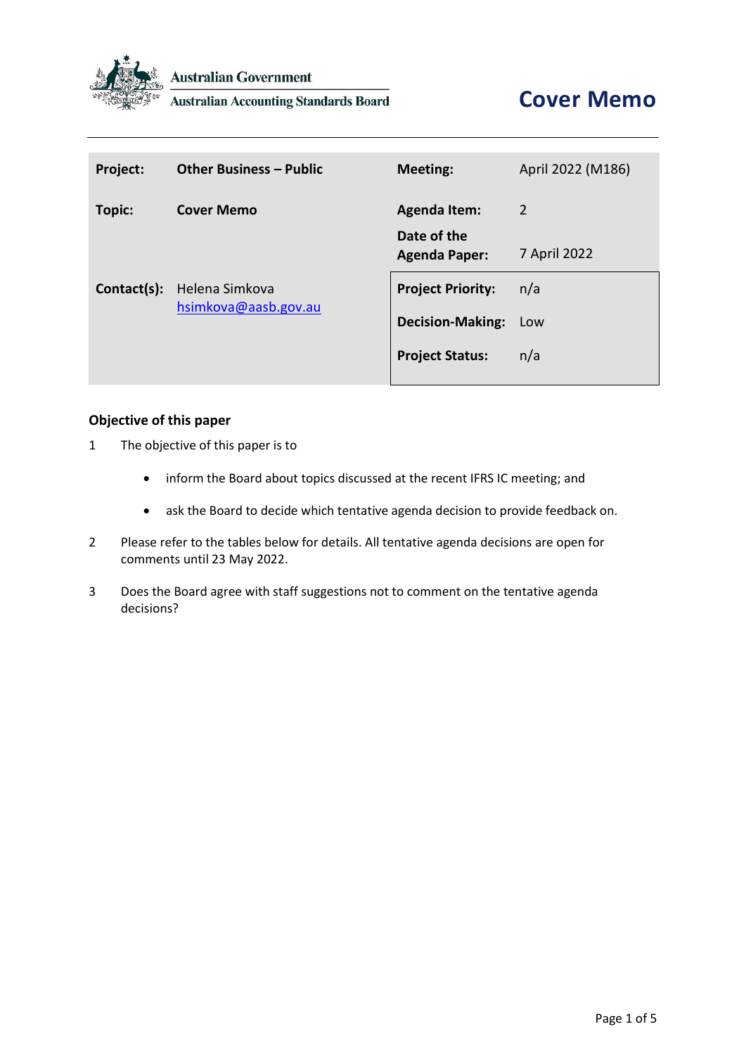Australian Government
Australian Accounting Standards Board

# Cover Memo

| Project: | Other Business – Public | Meeting: | April 2022 (M186) |
|---|---|---|---|
| Topic: | Cover Memo | Agenda Item: | 2 |
| | | Date of the Agenda Paper: | 7 April 2022 |
| Contact(s): | Helena Simkova hsimkova@aasb.gov.au | Project Priority: | n/a |
| | | Decision-Making: | Low |
| | | Project Status: | n/a |

## Objective of this paper

1 The objective of this paper is to

- inform the Board about topics discussed at the recent IFRS IC meeting; and
- ask the Board to decide which tentative agenda decision to provide feedback on.

2 Please refer to the tables below for details. All tentative agenda decisions are open for comments until 23 May 2022.

3 Does the Board agree with staff suggestions not to comment on the tentative agenda decisions?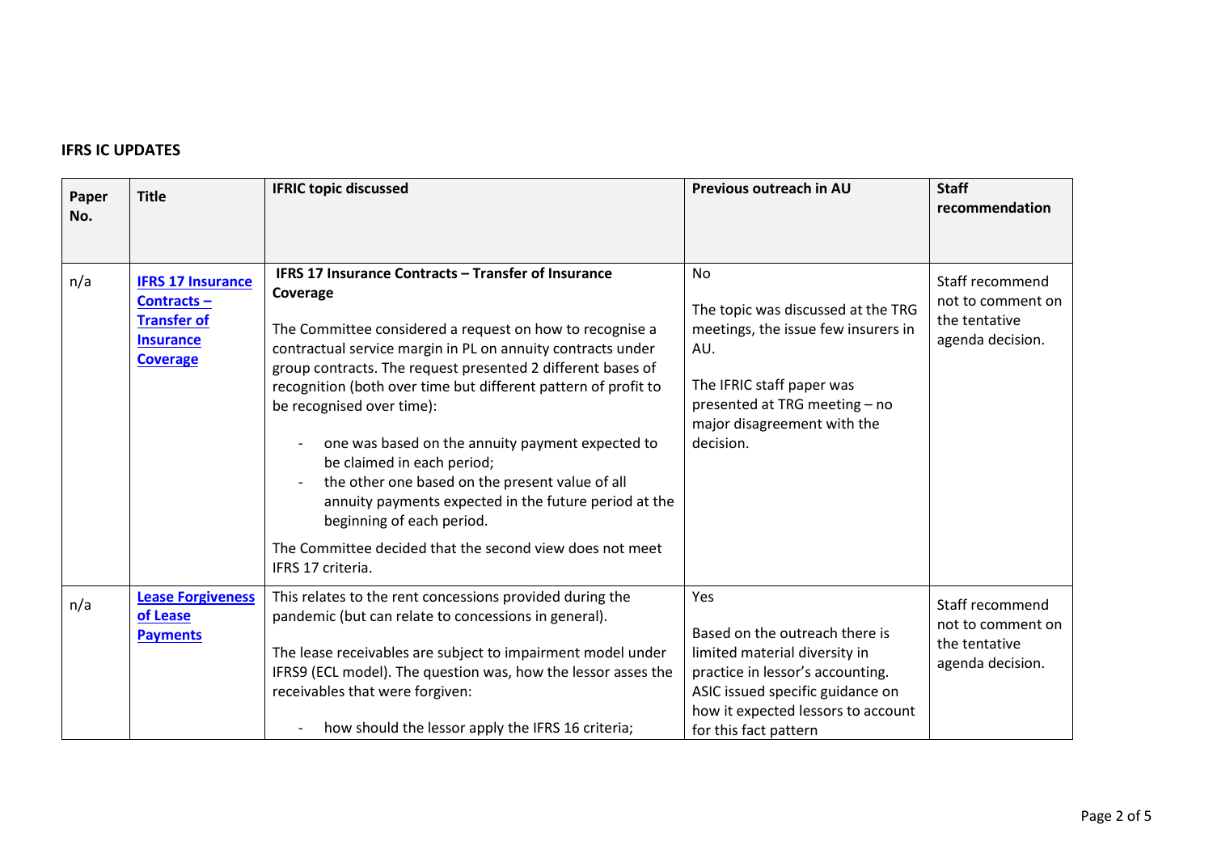**IFRS IC UPDATES**

| Paper No. | Title | IFRIC topic discussed | Previous outreach in AU | Staff recommendation |
|---|---|---|---|---|
| n/a | **IFRS 17 Insurance Contracts – Transfer of Insurance Coverage** | **IFRS 17 Insurance Contracts – Transfer of Insurance Coverage**<br><br>The Committee considered a request on how to recognise a contractual service margin in PL on annuity contracts under group contracts. The request presented 2 different bases of recognition (both over time but different pattern of profit to be recognised over time):<br><br>- one was based on the annuity payment expected to be claimed in each period;<br>- the other one based on the present value of all annuity payments expected in the future period at the beginning of each period.<br><br>The Committee decided that the second view does not meet IFRS 17 criteria. | No<br><br>The topic was discussed at the TRG meetings, the issue few insurers in AU.<br><br>The IFRIC staff paper was presented at TRG meeting – no major disagreement with the decision. | Staff recommend not to comment on the tentative agenda decision. |
| n/a | **Lease Forgiveness of Lease Payments** | This relates to the rent concessions provided during the pandemic (but can relate to concessions in general).<br><br>The lease receivables are subject to impairment model under IFRS9 (ECL model). The question was, how the lessor asses the receivables that were forgiven:<br><br>- how should the lessor apply the IFRS 16 criteria; | Yes<br><br>Based on the outreach there is limited material diversity in practice in lessor's accounting. ASIC issued specific guidance on how it expected lessors to account for this fact pattern | Staff recommend not to comment on the tentative agenda decision. |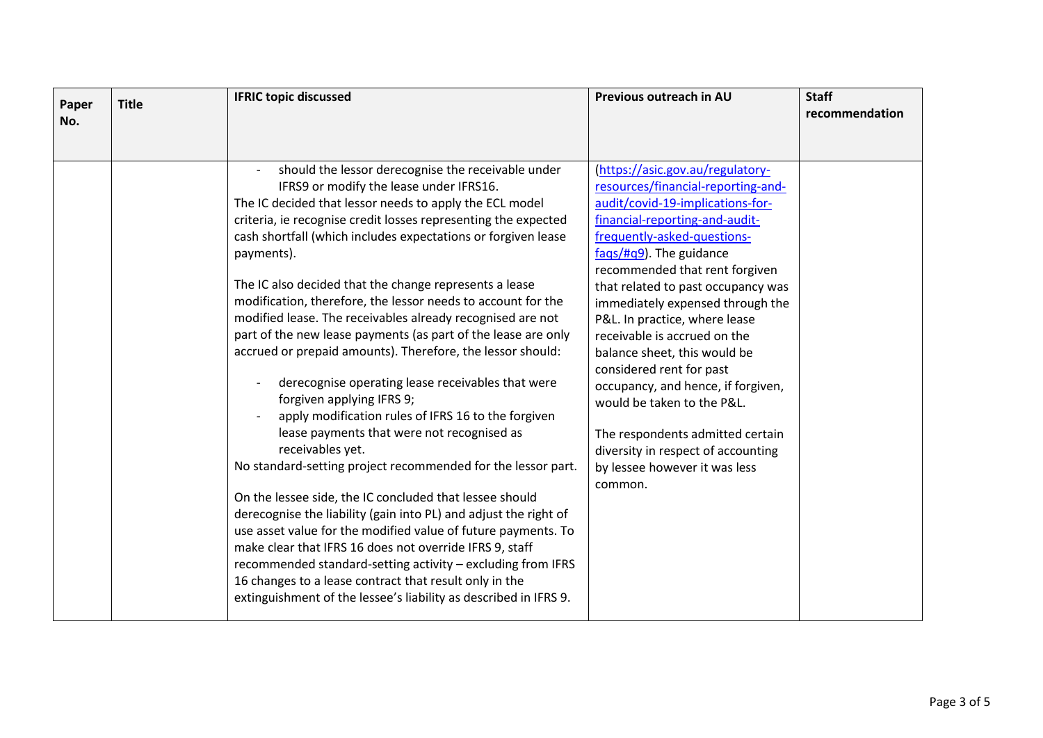| Paper No. | Title | IFRIC topic discussed | Previous outreach in AU | Staff recommendation |
|---|---|---|---|---|
| | | - should the lessor derecognise the receivable under IFRS9 or modify the lease under IFRS16.<br>The IC decided that lessor needs to apply the ECL model criteria, ie recognise credit losses representing the expected cash shortfall (which includes expectations or forgiven lease payments).<br><br>The IC also decided that the change represents a lease modification, therefore, the lessor needs to account for the modified lease. The receivables already recognised are not part of the new lease payments (as part of the lease are only accrued or prepaid amounts). Therefore, the lessor should:<br><br>- derecognise operating lease receivables that were forgiven applying IFRS 9;<br>- apply modification rules of IFRS 16 to the forgiven lease payments that were not recognised as receivables yet.<br>No standard-setting project recommended for the lessor part.<br><br>On the lessee side, the IC concluded that lessee should derecognise the liability (gain into PL) and adjust the right of use asset value for the modified value of future payments. To make clear that IFRS 16 does not override IFRS 9, staff recommended standard-setting activity – excluding from IFRS 16 changes to a lease contract that result only in the extinguishment of the lessee's liability as described in IFRS 9. | (https://asic.gov.au/regulatory-resources/financial-reporting-and-audit/covid-19-implications-for-financial-reporting-and-audit-frequently-asked-questions-faqs/#q9). The guidance recommended that rent forgiven that related to past occupancy was immediately expensed through the P&L. In practice, where lease receivable is accrued on the balance sheet, this would be considered rent for past occupancy, and hence, if forgiven, would be taken to the P&L.<br><br>The respondents admitted certain diversity in respect of accounting by lessee however it was less common. | |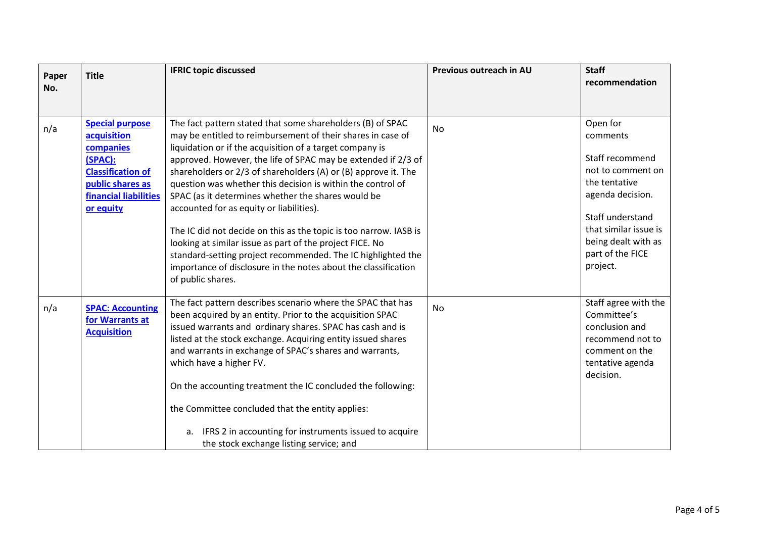| Paper No. | Title | IFRIC topic discussed | Previous outreach in AU | Staff recommendation |
|---|---|---|---|---|
| n/a | **Special purpose acquisition companies (SPAC): Classification of public shares as financial liabilities or equity** | The fact pattern stated that some shareholders (B) of SPAC may be entitled to reimbursement of their shares in case of liquidation or if the acquisition of a target company is approved. However, the life of SPAC may be extended if 2/3 of shareholders or 2/3 of shareholders (A) or (B) approve it. The question was whether this decision is within the control of SPAC (as it determines whether the shares would be accounted for as equity or liabilities).<br><br>The IC did not decide on this as the topic is too narrow. IASB is looking at similar issue as part of the project FICE. No standard-setting project recommended. The IC highlighted the importance of disclosure in the notes about the classification of public shares. | No | Open for comments<br><br>Staff recommend not to comment on the tentative agenda decision.<br><br>Staff understand that similar issue is being dealt with as part of the FICE project. |
| n/a | **SPAC: Accounting for Warrants at Acquisition** | The fact pattern describes scenario where the SPAC that has been acquired by an entity. Prior to the acquisition SPAC issued warrants and ordinary shares. SPAC has cash and is listed at the stock exchange. Acquiring entity issued shares and warrants in exchange of SPAC's shares and warrants, which have a higher FV.<br><br>On the accounting treatment the IC concluded the following:<br><br>the Committee concluded that the entity applies:<br><br>a. IFRS 2 in accounting for instruments issued to acquire the stock exchange listing service; and | No | Staff agree with the Committee's conclusion and recommend not to comment on the tentative agenda decision. |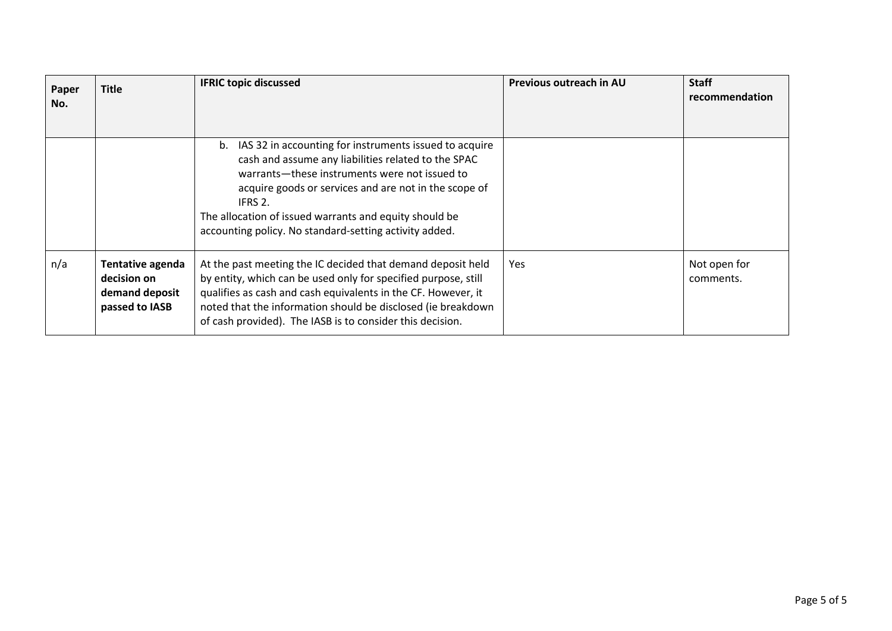| Paper No. | Title | IFRIC topic discussed | Previous outreach in AU | Staff recommendation |
|---|---|---|---|---|
| | | b. IAS 32 in accounting for instruments issued to acquire cash and assume any liabilities related to the SPAC warrants—these instruments were not issued to acquire goods or services and are not in the scope of IFRS 2.<br>The allocation of issued warrants and equity should be accounting policy. No standard-setting activity added. | | |
| n/a | **Tentative agenda decision on demand deposit passed to IASB** | At the past meeting the IC decided that demand deposit held by entity, which can be used only for specified purpose, still qualifies as cash and cash equivalents in the CF. However, it noted that the information should be disclosed (ie breakdown of cash provided). The IASB is to consider this decision. | Yes | Not open for comments. |